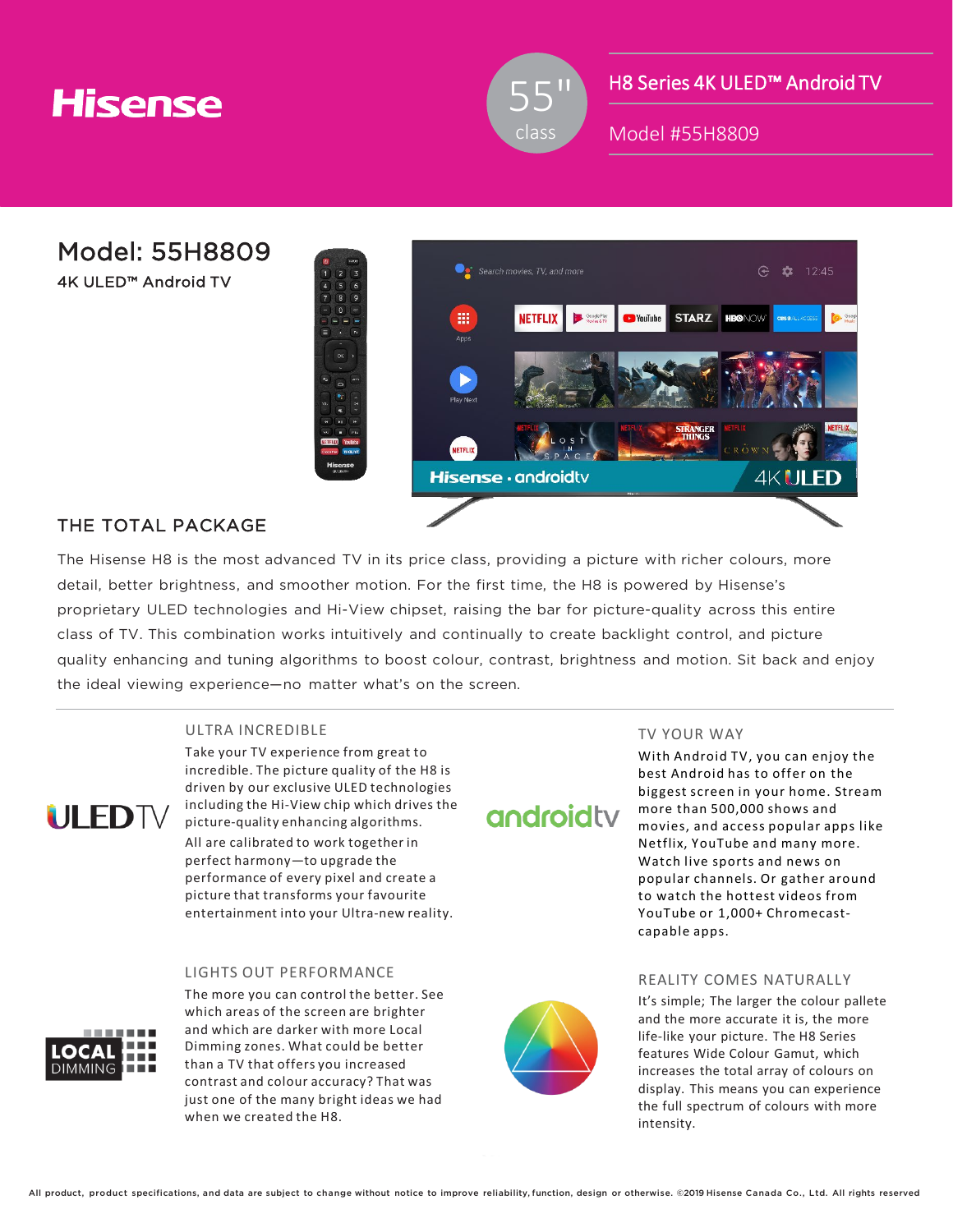Hisense

55" class

H8 Series 4K ULED™ Android TV

Model #55H8809

# Model: 55H8809

4K ULED™ Android TV

## THE TOTAL PACKAGE

The Hisense H8 is the most advanced TV in its price class, providing a picture with richer colours, more detail, better brightness, and smoother motion. For the first time, the H8 is powered by Hisense's proprietary ULED technologies and Hi-View chipset, raising the bar for picture-quality across this entire class of TV. This combination works intuitively and continually to create backlight control, and picture quality enhancing and tuning algorithms to boost colour, contrast, brightness and motion. Sit back and enjoy the ideal viewing experience—no matter what's on the screen.

### ULTRA INCREDIBLE

Take your TV experience from great to incredible. The picture quality of the H8 is driven by our exclusive ULED technologies including the Hi-View chip which drives the picture-quality enhancing algorithms. All are calibrated to work together in perfect harmony—to upgrade the performance of every pixel and create a picture that transforms your favourite entertainment into your Ultra-new reality.

### TV YOUR WAY

With Android TV, you can enjoy the best Android has to offer on the biggest screen in your home. Stream more than 500,000 shows and movies, and access popular apps like Netflix, YouTube and many more. Watch live sports and news on popular channels. Or gather around to watch the hottest videos from YouTube or 1,000+ Chromecast-capable apps.

### LIGHTS OUT PERFORMANCE

The more you can control the better. See which areas of the screen are brighter and which are darker with more Local Dimming zones. What could be better than a TV that offers you increased contrast and colour accuracy? That was just one of the many bright ideas we had when we created the H8.

### REALITY COMES NATURALLY

It's simple; The larger the colour pallete and the more accurate it is, the more life-like your picture. The H8 Series features Wide Colour Gamut, which increases the total array of colours on display. This means you can experience the full spectrum of colours with more intensity.

All product, product specifications, and data are subject to change without notice to improve reliability, function, design or otherwise. ©2019 Hisense Canada Co., Ltd. All rights reserved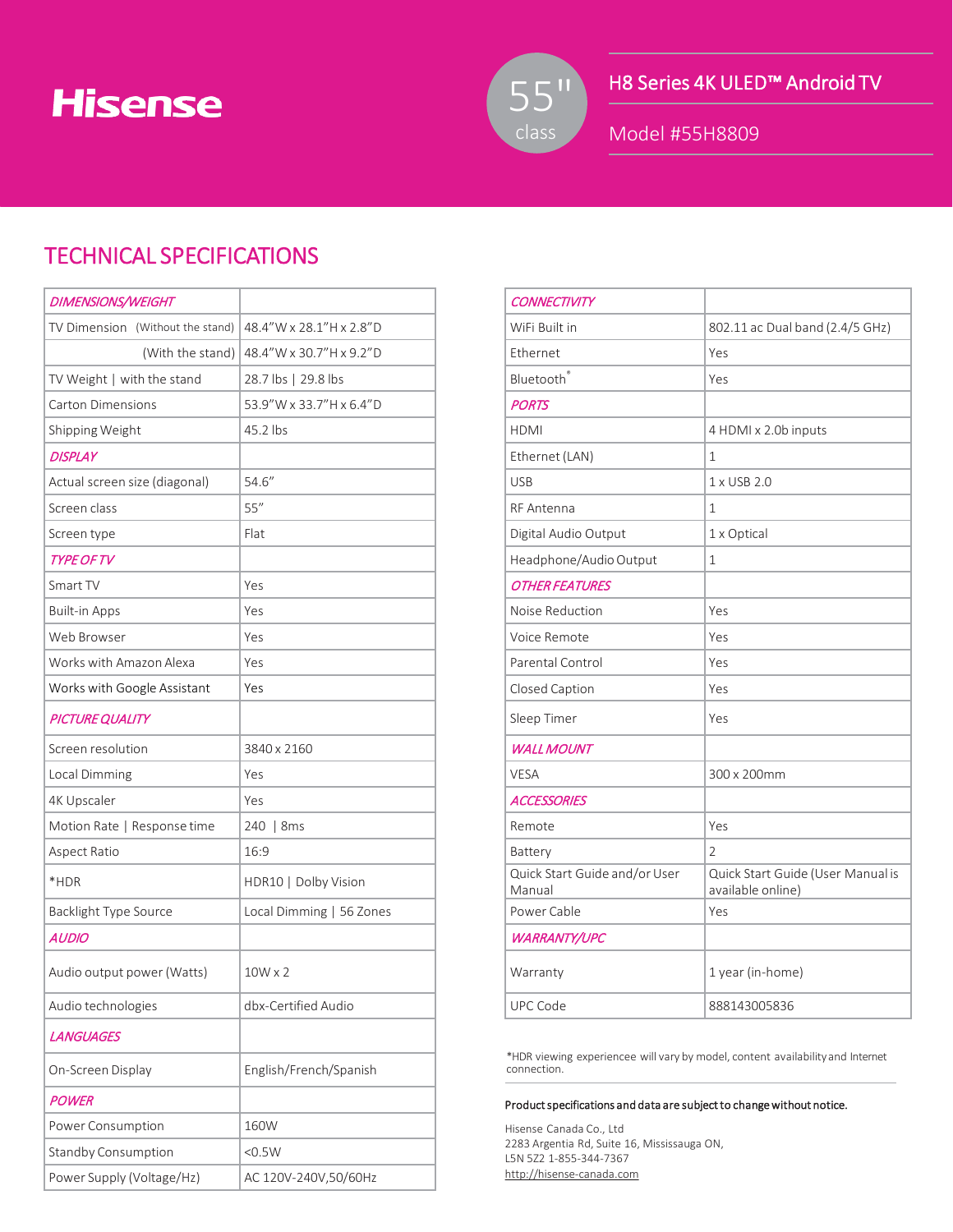Hisense

55" class

H8 Series 4K ULED™ Android TV

Model #55H8809

## TECHNICAL SPECIFICATIONS

| | |
|---|---|
| *DIMENSIONS/WEIGHT* | |
| TV Dimension (Without the stand) | 48.4"W x 28.1"H x 2.8"D |
| (With the stand) | 48.4"W x 30.7"H x 9.2"D |
| TV Weight \| with the stand | 28.7 lbs \| 29.8 lbs |
| Carton Dimensions | 53.9"W x 33.7"H x 6.4"D |
| Shipping Weight | 45.2 lbs |
| *DISPLAY* | |
| Actual screen size (diagonal) | 54.6" |
| Screen class | 55" |
| Screen type | Flat |
| *TYPE OF TV* | |
| Smart TV | Yes |
| Built-in Apps | Yes |
| Web Browser | Yes |
| Works with Amazon Alexa | Yes |
| Works with Google Assistant | Yes |
| *PICTURE QUALITY* | |
| Screen resolution | 3840 x 2160 |
| Local Dimming | Yes |
| 4K Upscaler | Yes |
| Motion Rate \| Response time | 240 \| 8ms |
| Aspect Ratio | 16:9 |
| *HDR | HDR10 \| Dolby Vision |
| Backlight Type Source | Local Dimming \| 56 Zones |
| *AUDIO* | |
| Audio output power (Watts) | 10W x 2 |
| Audio technologies | dbx-Certified Audio |
| *LANGUAGES* | |
| On-Screen Display | English/French/Spanish |
| *POWER* | |
| Power Consumption | 160W |
| Standby Consumption | <0.5W |
| Power Supply (Voltage/Hz) | AC 120V-240V,50/60Hz |

| | |
|---|---|
| *CONNECTIVITY* | |
| WiFi Built in | 802.11 ac Dual band (2.4/5 GHz) |
| Ethernet | Yes |
| Bluetooth® | Yes |
| *PORTS* | |
| HDMI | 4 HDMI x 2.0b inputs |
| Ethernet (LAN) | 1 |
| USB | 1 x USB 2.0 |
| RF Antenna | 1 |
| Digital Audio Output | 1 x Optical |
| Headphone/Audio Output | 1 |
| *OTHER FEATURES* | |
| Noise Reduction | Yes |
| Voice Remote | Yes |
| Parental Control | Yes |
| Closed Caption | Yes |
| Sleep Timer | Yes |
| *WALL MOUNT* | |
| VESA | 300 x 200mm |
| *ACCESSORIES* | |
| Remote | Yes |
| Battery | 2 |
| Quick Start Guide and/or User Manual | Quick Start Guide (User Manual is available online) |
| Power Cable | Yes |
| *WARRANTY/UPC* | |
| Warranty | 1 year (in-home) |
| UPC Code | 888143005836 |

*HDR viewing experiencee will vary by model, content availability and Internet connection.

**Product specifications and data are subject to change without notice.**

Hisense Canada Co., Ltd
2283 Argentia Rd, Suite 16, Mississauga ON,
L5N 5Z2 1-855-344-7367
http://hisense-canada.com